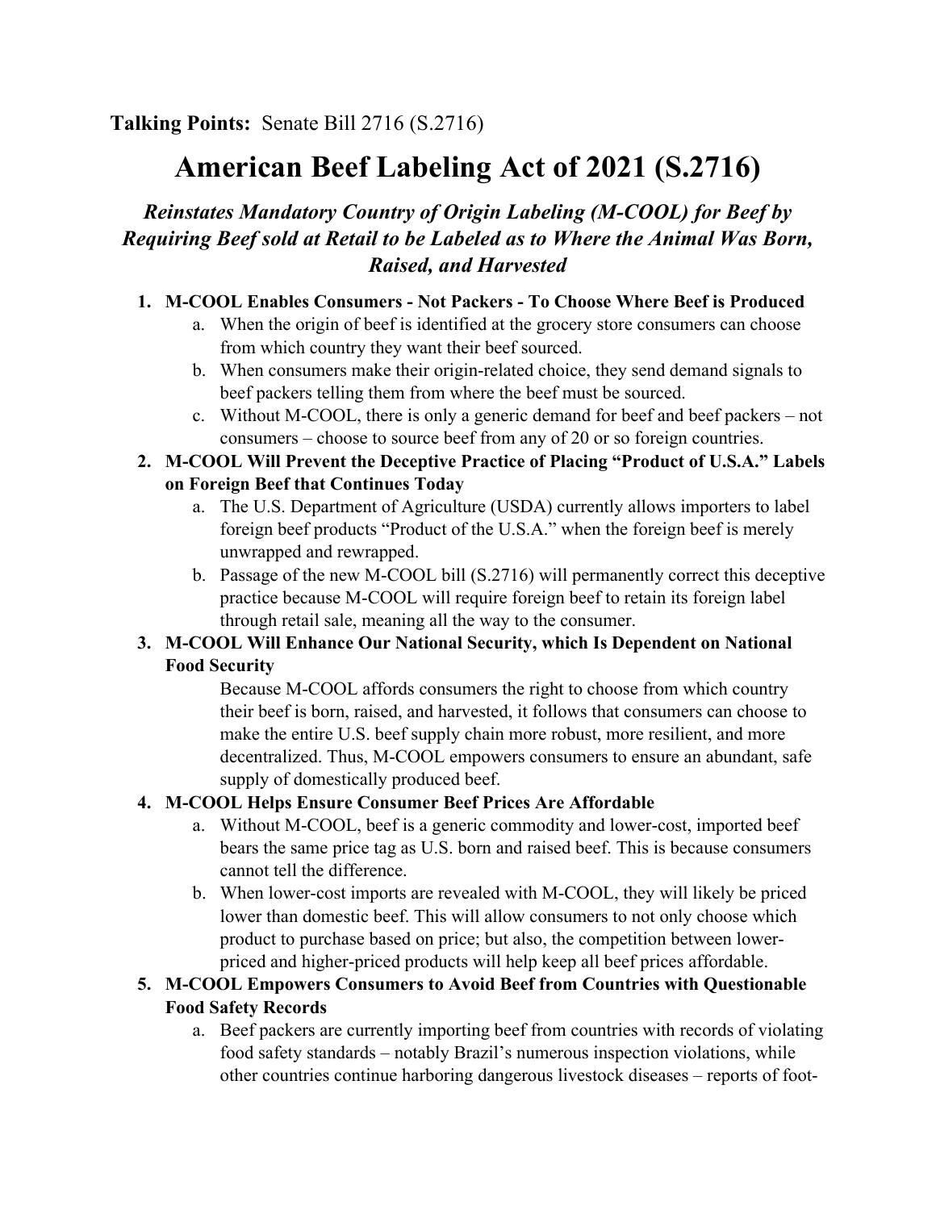**Talking Points:** Senate Bill 2716 (S.2716)

# American Beef Labeling Act of 2021 (S.2716)

### *Reinstates Mandatory Country of Origin Labeling (M-COOL) for Beef by Requiring Beef sold at Retail to be Labeled as to Where the Animal Was Born, Raised, and Harvested*

1. **M-COOL Enables Consumers - Not Packers - To Choose Where Beef is Produced**
    a. When the origin of beef is identified at the grocery store consumers can choose from which country they want their beef sourced.
    b. When consumers make their origin-related choice, they send demand signals to beef packers telling them from where the beef must be sourced.
    c. Without M-COOL, there is only a generic demand for beef and beef packers – not consumers – choose to source beef from any of 20 or so foreign countries.
2. **M-COOL Will Prevent the Deceptive Practice of Placing "Product of U.S.A." Labels on Foreign Beef that Continues Today**
    a. The U.S. Department of Agriculture (USDA) currently allows importers to label foreign beef products "Product of the U.S.A." when the foreign beef is merely unwrapped and rewrapped.
    b. Passage of the new M-COOL bill (S.2716) will permanently correct this deceptive practice because M-COOL will require foreign beef to retain its foreign label through retail sale, meaning all the way to the consumer.
3. **M-COOL Will Enhance Our National Security, which Is Dependent on National Food Security**

    Because M-COOL affords consumers the right to choose from which country their beef is born, raised, and harvested, it follows that consumers can choose to make the entire U.S. beef supply chain more robust, more resilient, and more decentralized. Thus, M-COOL empowers consumers to ensure an abundant, safe supply of domestically produced beef.
4. **M-COOL Helps Ensure Consumer Beef Prices Are Affordable**
    a. Without M-COOL, beef is a generic commodity and lower-cost, imported beef bears the same price tag as U.S. born and raised beef. This is because consumers cannot tell the difference.
    b. When lower-cost imports are revealed with M-COOL, they will likely be priced lower than domestic beef. This will allow consumers to not only choose which product to purchase based on price; but also, the competition between lower-priced and higher-priced products will help keep all beef prices affordable.
5. **M-COOL Empowers Consumers to Avoid Beef from Countries with Questionable Food Safety Records**
    a. Beef packers are currently importing beef from countries with records of violating food safety standards – notably Brazil's numerous inspection violations, while other countries continue harboring dangerous livestock diseases – reports of foot-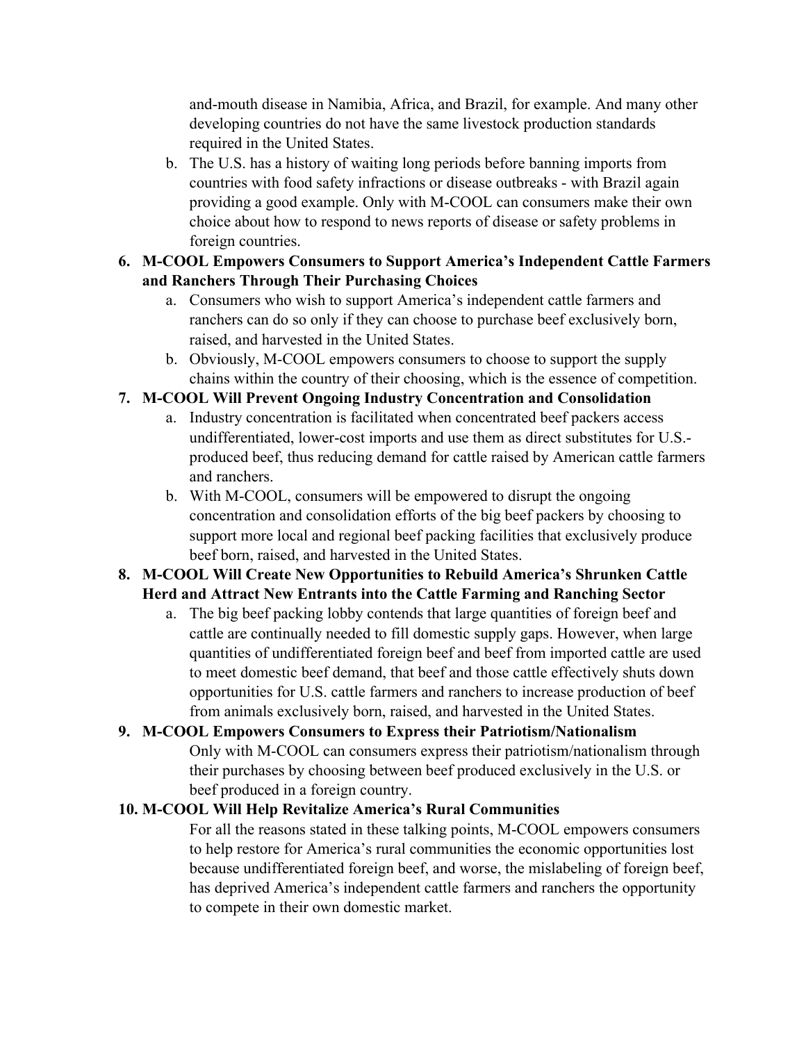and-mouth disease in Namibia, Africa, and Brazil, for example. And many other developing countries do not have the same livestock production standards required in the United States.

   b. The U.S. has a history of waiting long periods before banning imports from countries with food safety infractions or disease outbreaks - with Brazil again providing a good example. Only with M-COOL can consumers make their own choice about how to respond to news reports of disease or safety problems in foreign countries.

6. **M-COOL Empowers Consumers to Support America's Independent Cattle Farmers and Ranchers Through Their Purchasing Choices**
   a. Consumers who wish to support America's independent cattle farmers and ranchers can do so only if they can choose to purchase beef exclusively born, raised, and harvested in the United States.
   b. Obviously, M-COOL empowers consumers to choose to support the supply chains within the country of their choosing, which is the essence of competition.

7. **M-COOL Will Prevent Ongoing Industry Concentration and Consolidation**
   a. Industry concentration is facilitated when concentrated beef packers access undifferentiated, lower-cost imports and use them as direct substitutes for U.S.-produced beef, thus reducing demand for cattle raised by American cattle farmers and ranchers.
   b. With M-COOL, consumers will be empowered to disrupt the ongoing concentration and consolidation efforts of the big beef packers by choosing to support more local and regional beef packing facilities that exclusively produce beef born, raised, and harvested in the United States.

8. **M-COOL Will Create New Opportunities to Rebuild America's Shrunken Cattle Herd and Attract New Entrants into the Cattle Farming and Ranching Sector**
   a. The big beef packing lobby contends that large quantities of foreign beef and cattle are continually needed to fill domestic supply gaps. However, when large quantities of undifferentiated foreign beef and beef from imported cattle are used to meet domestic beef demand, that beef and those cattle effectively shuts down opportunities for U.S. cattle farmers and ranchers to increase production of beef from animals exclusively born, raised, and harvested in the United States.

9. **M-COOL Empowers Consumers to Express their Patriotism/Nationalism**

   Only with M-COOL can consumers express their patriotism/nationalism through their purchases by choosing between beef produced exclusively in the U.S. or beef produced in a foreign country.

10. **M-COOL Will Help Revitalize America's Rural Communities**

    For all the reasons stated in these talking points, M-COOL empowers consumers to help restore for America's rural communities the economic opportunities lost because undifferentiated foreign beef, and worse, the mislabeling of foreign beef, has deprived America's independent cattle farmers and ranchers the opportunity to compete in their own domestic market.